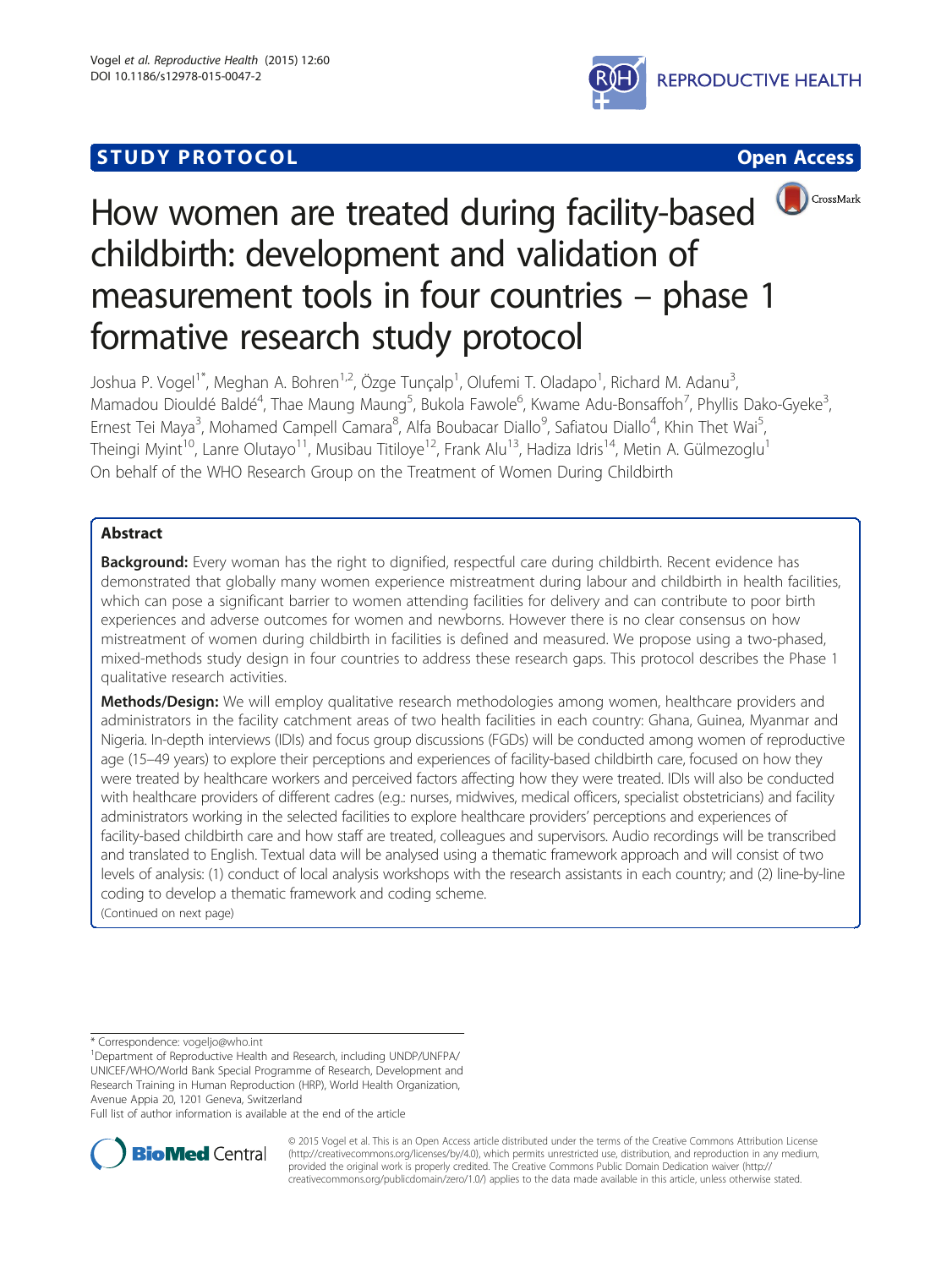STUDY PROTOCOL

Open Access

# How women are treated during facility-based childbirth: development and validation of measurement tools in four countries – phase 1 formative research study protocol

Joshua P. Vogel[1*], Meghan A. Bohren[1,2], Özge Tunçalp[1], Olufemi T. Oladapo[1], Richard M. Adanu[3], Mamadou Diouldé Baldé[4], Thae Maung Maung[5], Bukola Fawole[6], Kwame Adu-Bonsaffoh[7], Phyllis Dako-Gyeke[3], Ernest Tei Maya[3], Mohamed Campell Camara[8], Alfa Boubacar Diallo[9], Safiatou Diallo[4], Khin Thet Wai[5], Theingi Myint[10], Lanre Olutayo[11], Musibau Titiloye[12], Frank Alu[13], Hadiza Idris[14], Metin A. Gülmezoglu[1]

On behalf of the WHO Research Group on the Treatment of Women During Childbirth

## Abstract

**Background:** Every woman has the right to dignified, respectful care during childbirth. Recent evidence has demonstrated that globally many women experience mistreatment during labour and childbirth in health facilities, which can pose a significant barrier to women attending facilities for delivery and can contribute to poor birth experiences and adverse outcomes for women and newborns. However there is no clear consensus on how mistreatment of women during childbirth in facilities is defined and measured. We propose using a two-phased, mixed-methods study design in four countries to address these research gaps. This protocol describes the Phase 1 qualitative research activities.

**Methods/Design:** We will employ qualitative research methodologies among women, healthcare providers and administrators in the facility catchment areas of two health facilities in each country: Ghana, Guinea, Myanmar and Nigeria. In-depth interviews (IDIs) and focus group discussions (FGDs) will be conducted among women of reproductive age (15–49 years) to explore their perceptions and experiences of facility-based childbirth care, focused on how they were treated by healthcare workers and perceived factors affecting how they were treated. IDIs will also be conducted with healthcare providers of different cadres (e.g.: nurses, midwives, medical officers, specialist obstetricians) and facility administrators working in the selected facilities to explore healthcare providers' perceptions and experiences of facility-based childbirth care and how staff are treated, colleagues and supervisors. Audio recordings will be transcribed and translated to English. Textual data will be analysed using a thematic framework approach and will consist of two levels of analysis: (1) conduct of local analysis workshops with the research assistants in each country; and (2) line-by-line coding to develop a thematic framework and coding scheme.

(Continued on next page)

\* Correspondence: vogeljo@who.int

[1]Department of Reproductive Health and Research, including UNDP/UNFPA/UNICEF/WHO/World Bank Special Programme of Research, Development and Research Training in Human Reproduction (HRP), World Health Organization, Avenue Appia 20, 1201 Geneva, Switzerland

Full list of author information is available at the end of the article

© 2015 Vogel et al. This is an Open Access article distributed under the terms of the Creative Commons Attribution License (http://creativecommons.org/licenses/by/4.0), which permits unrestricted use, distribution, and reproduction in any medium, provided the original work is properly credited. The Creative Commons Public Domain Dedication waiver (http://creativecommons.org/publicdomain/zero/1.0/) applies to the data made available in this article, unless otherwise stated.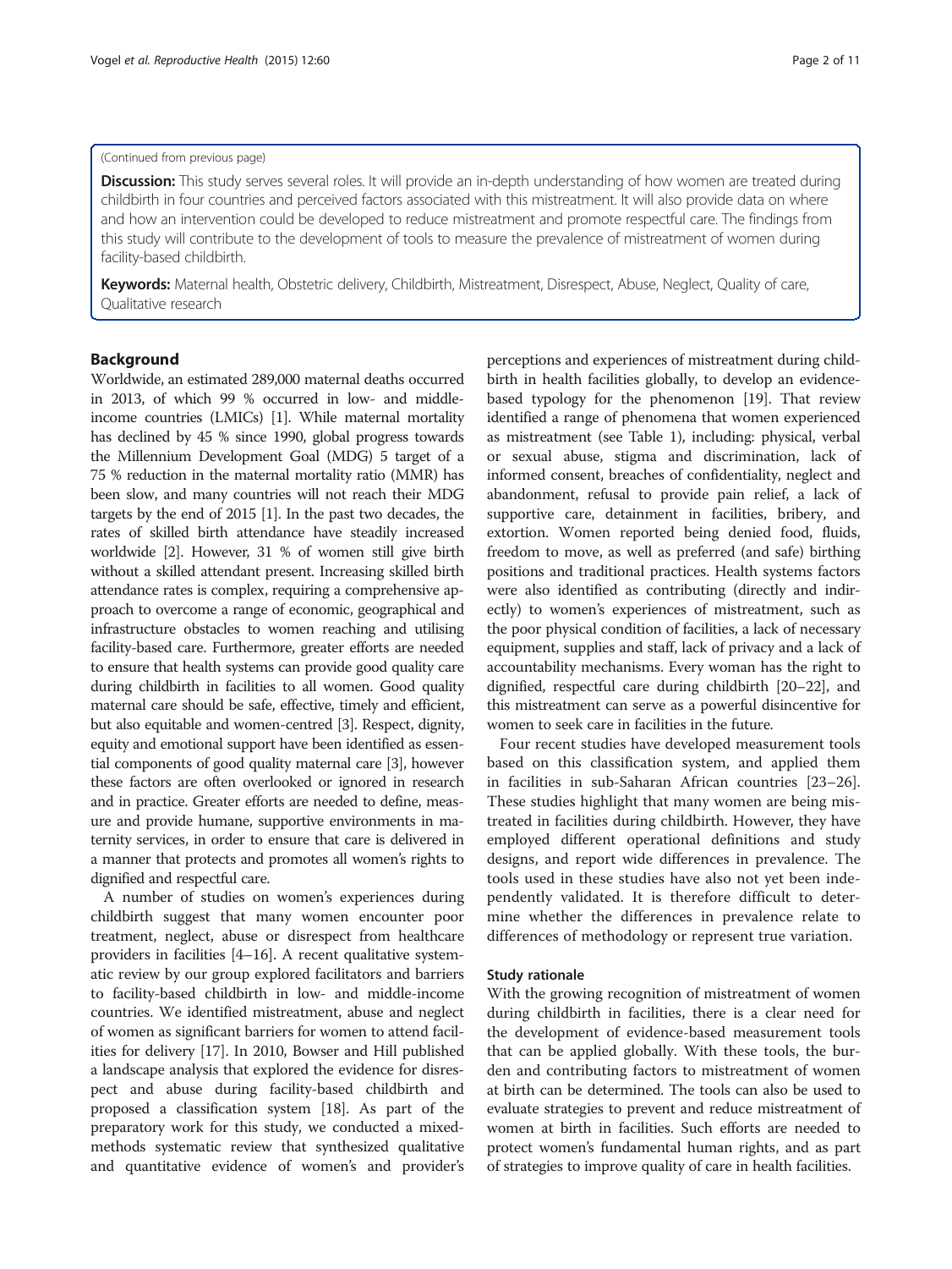(Continued from previous page)

**Discussion:** This study serves several roles. It will provide an in-depth understanding of how women are treated during childbirth in four countries and perceived factors associated with this mistreatment. It will also provide data on where and how an intervention could be developed to reduce mistreatment and promote respectful care. The findings from this study will contribute to the development of tools to measure the prevalence of mistreatment of women during facility-based childbirth.

**Keywords:** Maternal health, Obstetric delivery, Childbirth, Mistreatment, Disrespect, Abuse, Neglect, Quality of care, Qualitative research

## Background

Worldwide, an estimated 289,000 maternal deaths occurred in 2013, of which 99 % occurred in low- and middle-income countries (LMICs) [1]. While maternal mortality has declined by 45 % since 1990, global progress towards the Millennium Development Goal (MDG) 5 target of a 75 % reduction in the maternal mortality ratio (MMR) has been slow, and many countries will not reach their MDG targets by the end of 2015 [1]. In the past two decades, the rates of skilled birth attendance have steadily increased worldwide [2]. However, 31 % of women still give birth without a skilled attendant present. Increasing skilled birth attendance rates is complex, requiring a comprehensive approach to overcome a range of economic, geographical and infrastructure obstacles to women reaching and utilising facility-based care. Furthermore, greater efforts are needed to ensure that health systems can provide good quality care during childbirth in facilities to all women. Good quality maternal care should be safe, effective, timely and efficient, but also equitable and women-centred [3]. Respect, dignity, equity and emotional support have been identified as essential components of good quality maternal care [3], however these factors are often overlooked or ignored in research and in practice. Greater efforts are needed to define, measure and provide humane, supportive environments in maternity services, in order to ensure that care is delivered in a manner that protects and promotes all women's rights to dignified and respectful care.

A number of studies on women's experiences during childbirth suggest that many women encounter poor treatment, neglect, abuse or disrespect from healthcare providers in facilities [4–16]. A recent qualitative systematic review by our group explored facilitators and barriers to facility-based childbirth in low- and middle-income countries. We identified mistreatment, abuse and neglect of women as significant barriers for women to attend facilities for delivery [17]. In 2010, Bowser and Hill published a landscape analysis that explored the evidence for disrespect and abuse during facility-based childbirth and proposed a classification system [18]. As part of the preparatory work for this study, we conducted a mixed-methods systematic review that synthesized qualitative and quantitative evidence of women's and provider's perceptions and experiences of mistreatment during childbirth in health facilities globally, to develop an evidence-based typology for the phenomenon [19]. That review identified a range of phenomena that women experienced as mistreatment (see Table 1), including: physical, verbal or sexual abuse, stigma and discrimination, lack of informed consent, breaches of confidentiality, neglect and abandonment, refusal to provide pain relief, a lack of supportive care, detainment in facilities, bribery, and extortion. Women reported being denied food, fluids, freedom to move, as well as preferred (and safe) birthing positions and traditional practices. Health systems factors were also identified as contributing (directly and indirectly) to women's experiences of mistreatment, such as the poor physical condition of facilities, a lack of necessary equipment, supplies and staff, lack of privacy and a lack of accountability mechanisms. Every woman has the right to dignified, respectful care during childbirth [20–22], and this mistreatment can serve as a powerful disincentive for women to seek care in facilities in the future.

Four recent studies have developed measurement tools based on this classification system, and applied them in facilities in sub-Saharan African countries [23–26]. These studies highlight that many women are being mistreated in facilities during childbirth. However, they have employed different operational definitions and study designs, and report wide differences in prevalence. The tools used in these studies have also not yet been independently validated. It is therefore difficult to determine whether the differences in prevalence relate to differences of methodology or represent true variation.

### Study rationale

With the growing recognition of mistreatment of women during childbirth in facilities, there is a clear need for the development of evidence-based measurement tools that can be applied globally. With these tools, the burden and contributing factors to mistreatment of women at birth can be determined. The tools can also be used to evaluate strategies to prevent and reduce mistreatment of women at birth in facilities. Such efforts are needed to protect women's fundamental human rights, and as part of strategies to improve quality of care in health facilities.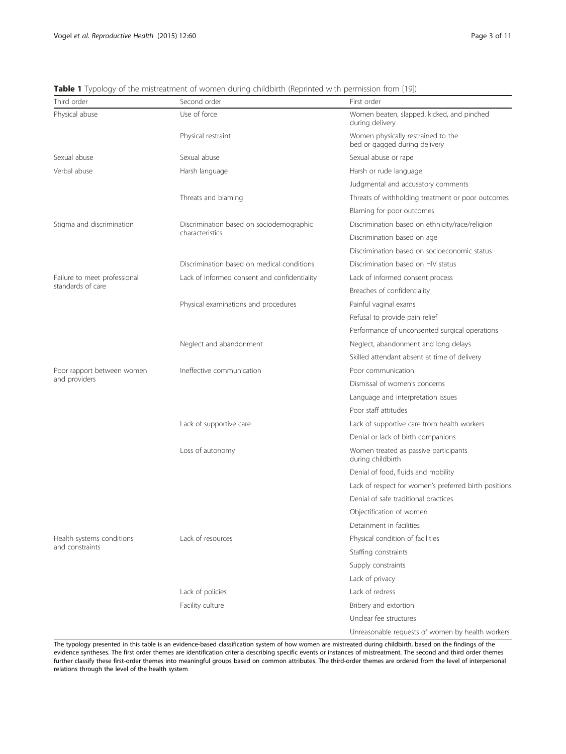**Table 1** Typology of the mistreatment of women during childbirth (Reprinted with permission from [19])

| Third order | Second order | First order |
| --- | --- | --- |
| Physical abuse | Use of force | Women beaten, slapped, kicked, and pinched during delivery |
| | Physical restraint | Women physically restrained to the bed or gagged during delivery |
| Sexual abuse | Sexual abuse | Sexual abuse or rape |
| Verbal abuse | Harsh language | Harsh or rude language |
| | | Judgmental and accusatory comments |
| | Threats and blaming | Threats of withholding treatment or poor outcomes |
| | | Blaming for poor outcomes |
| Stigma and discrimination | Discrimination based on sociodemographic characteristics | Discrimination based on ethnicity/race/religion |
| | | Discrimination based on age |
| | | Discrimination based on socioeconomic status |
| | Discrimination based on medical conditions | Discrimination based on HIV status |
| Failure to meet professional standards of care | Lack of informed consent and confidentiality | Lack of informed consent process |
| | | Breaches of confidentiality |
| | Physical examinations and procedures | Painful vaginal exams |
| | | Refusal to provide pain relief |
| | | Performance of unconsented surgical operations |
| | Neglect and abandonment | Neglect, abandonment and long delays |
| | | Skilled attendant absent at time of delivery |
| Poor rapport between women and providers | Ineffective communication | Poor communication |
| | | Dismissal of women's concerns |
| | | Language and interpretation issues |
| | | Poor staff attitudes |
| | Lack of supportive care | Lack of supportive care from health workers |
| | | Denial or lack of birth companions |
| | Loss of autonomy | Women treated as passive participants during childbirth |
| | | Denial of food, fluids and mobility |
| | | Lack of respect for women's preferred birth positions |
| | | Denial of safe traditional practices |
| | | Objectification of women |
| | | Detainment in facilities |
| Health systems conditions and constraints | Lack of resources | Physical condition of facilities |
| | | Staffing constraints |
| | | Supply constraints |
| | | Lack of privacy |
| | Lack of policies | Lack of redress |
| | Facility culture | Bribery and extortion |
| | | Unclear fee structures |
| | | Unreasonable requests of women by health workers |

The typology presented in this table is an evidence-based classification system of how women are mistreated during childbirth, based on the findings of the evidence syntheses. The first order themes are identification criteria describing specific events or instances of mistreatment. The second and third order themes further classify these first-order themes into meaningful groups based on common attributes. The third-order themes are ordered from the level of interpersonal relations through the level of the health system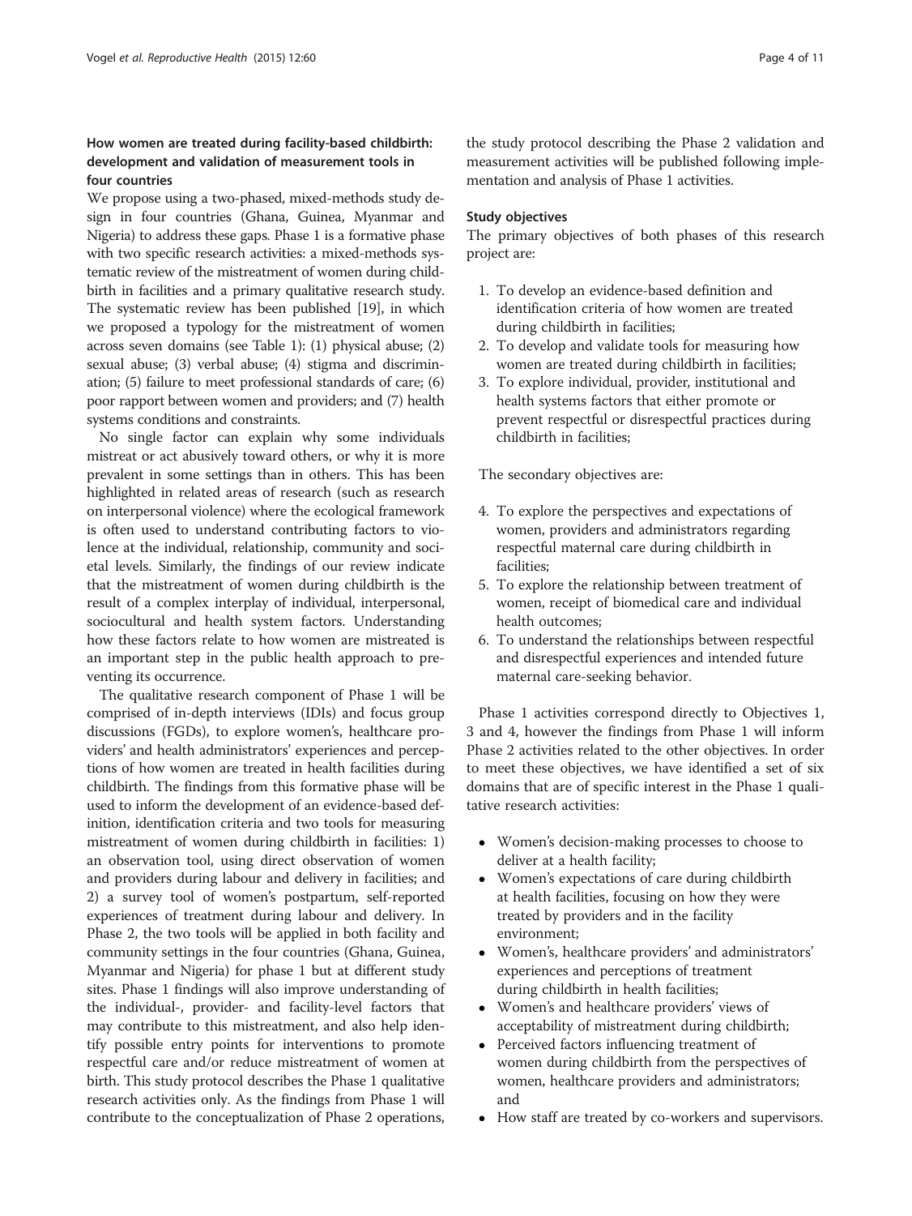### How women are treated during facility-based childbirth: development and validation of measurement tools in four countries

We propose using a two-phased, mixed-methods study design in four countries (Ghana, Guinea, Myanmar and Nigeria) to address these gaps. Phase 1 is a formative phase with two specific research activities: a mixed-methods systematic review of the mistreatment of women during childbirth in facilities and a primary qualitative research study. The systematic review has been published [19], in which we proposed a typology for the mistreatment of women across seven domains (see Table 1): (1) physical abuse; (2) sexual abuse; (3) verbal abuse; (4) stigma and discrimination; (5) failure to meet professional standards of care; (6) poor rapport between women and providers; and (7) health systems conditions and constraints.

No single factor can explain why some individuals mistreat or act abusively toward others, or why it is more prevalent in some settings than in others. This has been highlighted in related areas of research (such as research on interpersonal violence) where the ecological framework is often used to understand contributing factors to violence at the individual, relationship, community and societal levels. Similarly, the findings of our review indicate that the mistreatment of women during childbirth is the result of a complex interplay of individual, interpersonal, sociocultural and health system factors. Understanding how these factors relate to how women are mistreated is an important step in the public health approach to preventing its occurrence.

The qualitative research component of Phase 1 will be comprised of in-depth interviews (IDIs) and focus group discussions (FGDs), to explore women's, healthcare providers' and health administrators' experiences and perceptions of how women are treated in health facilities during childbirth. The findings from this formative phase will be used to inform the development of an evidence-based definition, identification criteria and two tools for measuring mistreatment of women during childbirth in facilities: 1) an observation tool, using direct observation of women and providers during labour and delivery in facilities; and 2) a survey tool of women's postpartum, self-reported experiences of treatment during labour and delivery. In Phase 2, the two tools will be applied in both facility and community settings in the four countries (Ghana, Guinea, Myanmar and Nigeria) for phase 1 but at different study sites. Phase 1 findings will also improve understanding of the individual-, provider- and facility-level factors that may contribute to this mistreatment, and also help identify possible entry points for interventions to promote respectful care and/or reduce mistreatment of women at birth. This study protocol describes the Phase 1 qualitative research activities only. As the findings from Phase 1 will contribute to the conceptualization of Phase 2 operations, the study protocol describing the Phase 2 validation and measurement activities will be published following implementation and analysis of Phase 1 activities.

#### Study objectives

The primary objectives of both phases of this research project are:

1. To develop an evidence-based definition and identification criteria of how women are treated during childbirth in facilities;
2. To develop and validate tools for measuring how women are treated during childbirth in facilities;
3. To explore individual, provider, institutional and health systems factors that either promote or prevent respectful or disrespectful practices during childbirth in facilities;

The secondary objectives are:

4. To explore the perspectives and expectations of women, providers and administrators regarding respectful maternal care during childbirth in facilities;
5. To explore the relationship between treatment of women, receipt of biomedical care and individual health outcomes;
6. To understand the relationships between respectful and disrespectful experiences and intended future maternal care-seeking behavior.

Phase 1 activities correspond directly to Objectives 1, 3 and 4, however the findings from Phase 1 will inform Phase 2 activities related to the other objectives. In order to meet these objectives, we have identified a set of six domains that are of specific interest in the Phase 1 qualitative research activities:

- Women's decision-making processes to choose to deliver at a health facility;
- Women's expectations of care during childbirth at health facilities, focusing on how they were treated by providers and in the facility environment;
- Women's, healthcare providers' and administrators' experiences and perceptions of treatment during childbirth in health facilities;
- Women's and healthcare providers' views of acceptability of mistreatment during childbirth;
- Perceived factors influencing treatment of women during childbirth from the perspectives of women, healthcare providers and administrators; and
- How staff are treated by co-workers and supervisors.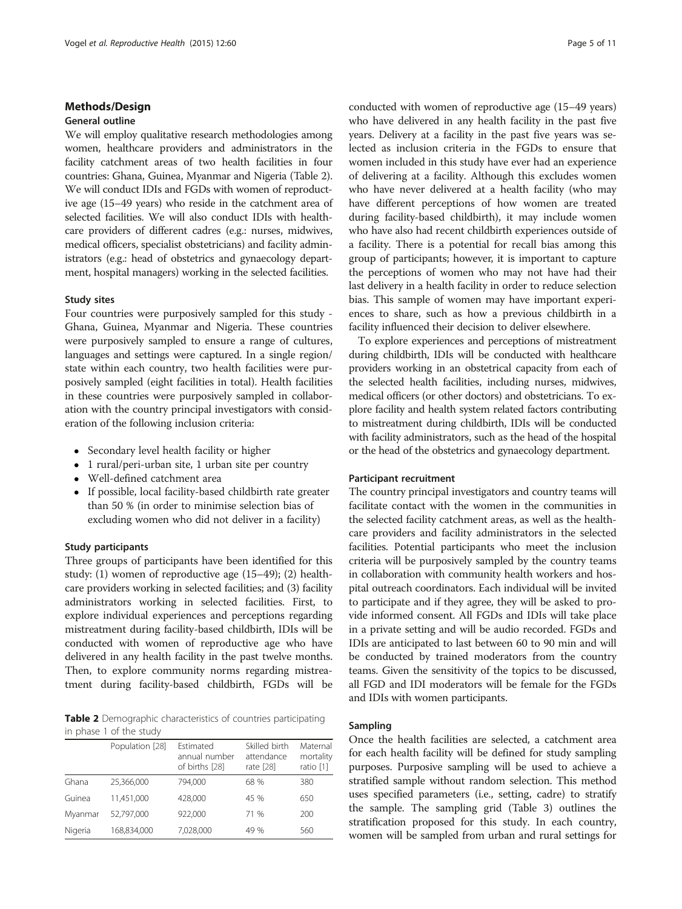## Methods/Design

### General outline

We will employ qualitative research methodologies among women, healthcare providers and administrators in the facility catchment areas of two health facilities in four countries: Ghana, Guinea, Myanmar and Nigeria (Table 2). We will conduct IDIs and FGDs with women of reproductive age (15–49 years) who reside in the catchment area of selected facilities. We will also conduct IDIs with healthcare providers of different cadres (e.g.: nurses, midwives, medical officers, specialist obstetricians) and facility administrators (e.g.: head of obstetrics and gynaecology department, hospital managers) working in the selected facilities.

### Study sites

Four countries were purposively sampled for this study - Ghana, Guinea, Myanmar and Nigeria. These countries were purposively sampled to ensure a range of cultures, languages and settings were captured. In a single region/state within each country, two health facilities were purposively sampled (eight facilities in total). Health facilities in these countries were purposively sampled in collaboration with the country principal investigators with consideration of the following inclusion criteria:

- Secondary level health facility or higher
- 1 rural/peri-urban site, 1 urban site per country
- Well-defined catchment area
- If possible, local facility-based childbirth rate greater than 50 % (in order to minimise selection bias of excluding women who did not deliver in a facility)

### Study participants

Three groups of participants have been identified for this study: (1) women of reproductive age (15–49); (2) healthcare providers working in selected facilities; and (3) facility administrators working in selected facilities. First, to explore individual experiences and perceptions regarding mistreatment during facility-based childbirth, IDIs will be conducted with women of reproductive age who have delivered in any health facility in the past twelve months. Then, to explore community norms regarding mistreatment during facility-based childbirth, FGDs will be conducted with women of reproductive age (15–49 years) who have delivered in any health facility in the past five years. Delivery at a facility in the past five years was selected as inclusion criteria in the FGDs to ensure that women included in this study have ever had an experience of delivering at a facility. Although this excludes women who have never delivered at a health facility (who may have different perceptions of how women are treated during facility-based childbirth), it may include women who have also had recent childbirth experiences outside of a facility. There is a potential for recall bias among this group of participants; however, it is important to capture the perceptions of women who may not have had their last delivery in a health facility in order to reduce selection bias. This sample of women may have important experiences to share, such as how a previous childbirth in a facility influenced their decision to deliver elsewhere.

To explore experiences and perceptions of mistreatment during childbirth, IDIs will be conducted with healthcare providers working in an obstetrical capacity from each of the selected health facilities, including nurses, midwives, medical officers (or other doctors) and obstetricians. To explore facility and health system related factors contributing to mistreatment during childbirth, IDIs will be conducted with facility administrators, such as the head of the hospital or the head of the obstetrics and gynaecology department.

**Table 2** Demographic characteristics of countries participating in phase 1 of the study

| | Population [28] | Estimated annual number of births [28] | Skilled birth attendance rate [28] | Maternal mortality ratio [1] |
|---|---|---|---|---|
| Ghana | 25,366,000 | 794,000 | 68 % | 380 |
| Guinea | 11,451,000 | 428,000 | 45 % | 650 |
| Myanmar | 52,797,000 | 922,000 | 71 % | 200 |
| Nigeria | 168,834,000 | 7,028,000 | 49 % | 560 |

### Participant recruitment

The country principal investigators and country teams will facilitate contact with the women in the communities in the selected facility catchment areas, as well as the healthcare providers and facility administrators in the selected facilities. Potential participants who meet the inclusion criteria will be purposively sampled by the country teams in collaboration with community health workers and hospital outreach coordinators. Each individual will be invited to participate and if they agree, they will be asked to provide informed consent. All FGDs and IDIs will take place in a private setting and will be audio recorded. FGDs and IDIs are anticipated to last between 60 to 90 min and will be conducted by trained moderators from the country teams. Given the sensitivity of the topics to be discussed, all FGD and IDI moderators will be female for the FGDs and IDIs with women participants.

### Sampling

Once the health facilities are selected, a catchment area for each health facility will be defined for study sampling purposes. Purposive sampling will be used to achieve a stratified sample without random selection. This method uses specified parameters (i.e., setting, cadre) to stratify the sample. The sampling grid (Table 3) outlines the stratification proposed for this study. In each country, women will be sampled from urban and rural settings for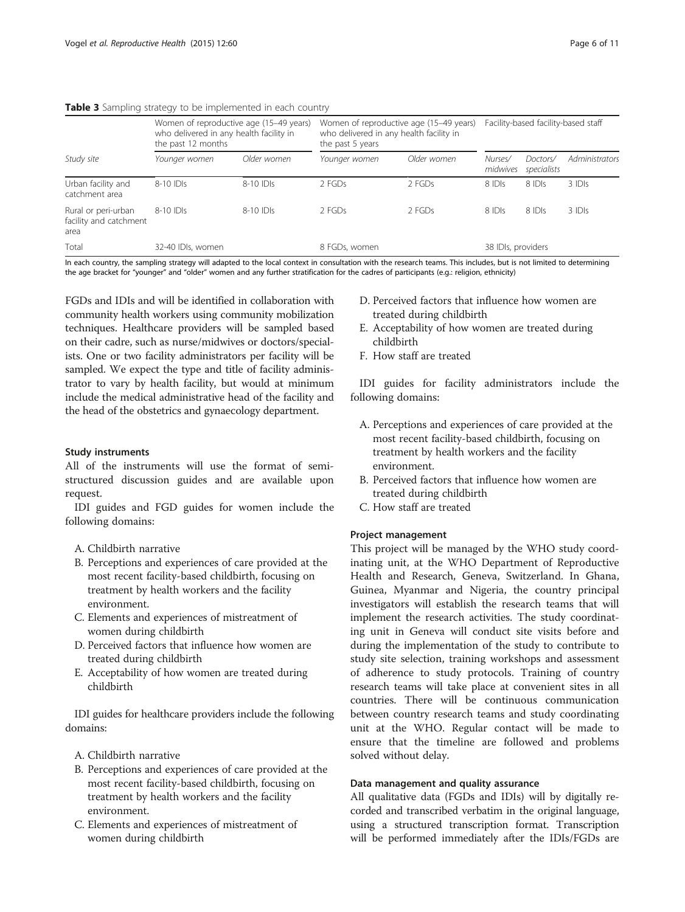**Table 3** Sampling strategy to be implemented in each country

| Study site | Women of reproductive age (15–49 years) who delivered in any health facility in the past 12 months | | Women of reproductive age (15–49 years) who delivered in any health facility in the past 5 years | | Facility-based facility-based staff | | |
|---|---|---|---|---|---|---|---|
| | *Younger women* | *Older women* | *Younger women* | *Older women* | *Nurses/ midwives* | *Doctors/ specialists* | *Administrators* |
| Urban facility and catchment area | 8-10 IDIs | 8-10 IDIs | 2 FGDs | 2 FGDs | 8 IDIs | 8 IDIs | 3 IDIs |
| Rural or peri-urban facility and catchment area | 8-10 IDIs | 8-10 IDIs | 2 FGDs | 2 FGDs | 8 IDIs | 8 IDIs | 3 IDIs |
| Total | 32-40 IDIs, women | | 8 FGDs, women | | 38 IDIs, providers | | |

In each country, the sampling strategy will adapted to the local context in consultation with the research teams. This includes, but is not limited to determining the age bracket for "younger" and "older" women and any further stratification for the cadres of participants (e.g.: religion, ethnicity)

FGDs and IDIs and will be identified in collaboration with community health workers using community mobilization techniques. Healthcare providers will be sampled based on their cadre, such as nurse/midwives or doctors/specialists. One or two facility administrators per facility will be sampled. We expect the type and title of facility administrator to vary by health facility, but would at minimum include the medical administrative head of the facility and the head of the obstetrics and gynaecology department.

#### Study instruments

All of the instruments will use the format of semi-structured discussion guides and are available upon request.

IDI guides and FGD guides for women include the following domains:

A. Childbirth narrative
B. Perceptions and experiences of care provided at the most recent facility-based childbirth, focusing on treatment by health workers and the facility environment.
C. Elements and experiences of mistreatment of women during childbirth
D. Perceived factors that influence how women are treated during childbirth
E. Acceptability of how women are treated during childbirth

IDI guides for healthcare providers include the following domains:

A. Childbirth narrative
B. Perceptions and experiences of care provided at the most recent facility-based childbirth, focusing on treatment by health workers and the facility environment.
C. Elements and experiences of mistreatment of women during childbirth
D. Perceived factors that influence how women are treated during childbirth
E. Acceptability of how women are treated during childbirth
F. How staff are treated

IDI guides for facility administrators include the following domains:

A. Perceptions and experiences of care provided at the most recent facility-based childbirth, focusing on treatment by health workers and the facility environment.
B. Perceived factors that influence how women are treated during childbirth
C. How staff are treated

#### Project management

This project will be managed by the WHO study coordinating unit, at the WHO Department of Reproductive Health and Research, Geneva, Switzerland. In Ghana, Guinea, Myanmar and Nigeria, the country principal investigators will establish the research teams that will implement the research activities. The study coordinating unit in Geneva will conduct site visits before and during the implementation of the study to contribute to study site selection, training workshops and assessment of adherence to study protocols. Training of country research teams will take place at convenient sites in all countries. There will be continuous communication between country research teams and study coordinating unit at the WHO. Regular contact will be made to ensure that the timeline are followed and problems solved without delay.

#### Data management and quality assurance

All qualitative data (FGDs and IDIs) will by digitally recorded and transcribed verbatim in the original language, using a structured transcription format. Transcription will be performed immediately after the IDIs/FGDs are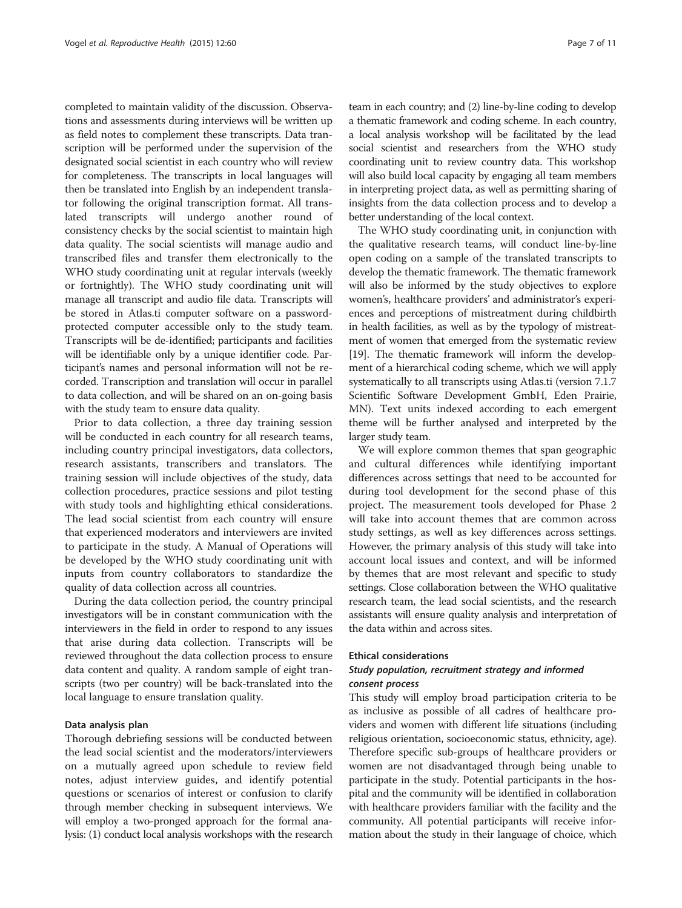completed to maintain validity of the discussion. Observations and assessments during interviews will be written up as field notes to complement these transcripts. Data transcription will be performed under the supervision of the designated social scientist in each country who will review for completeness. The transcripts in local languages will then be translated into English by an independent translator following the original transcription format. All translated transcripts will undergo another round of consistency checks by the social scientist to maintain high data quality. The social scientists will manage audio and transcribed files and transfer them electronically to the WHO study coordinating unit at regular intervals (weekly or fortnightly). The WHO study coordinating unit will manage all transcript and audio file data. Transcripts will be stored in Atlas.ti computer software on a password-protected computer accessible only to the study team. Transcripts will be de-identified; participants and facilities will be identifiable only by a unique identifier code. Participant's names and personal information will not be recorded. Transcription and translation will occur in parallel to data collection, and will be shared on an on-going basis with the study team to ensure data quality.

Prior to data collection, a three day training session will be conducted in each country for all research teams, including country principal investigators, data collectors, research assistants, transcribers and translators. The training session will include objectives of the study, data collection procedures, practice sessions and pilot testing with study tools and highlighting ethical considerations. The lead social scientist from each country will ensure that experienced moderators and interviewers are invited to participate in the study. A Manual of Operations will be developed by the WHO study coordinating unit with inputs from country collaborators to standardize the quality of data collection across all countries.

During the data collection period, the country principal investigators will be in constant communication with the interviewers in the field in order to respond to any issues that arise during data collection. Transcripts will be reviewed throughout the data collection process to ensure data content and quality. A random sample of eight transcripts (two per country) will be back-translated into the local language to ensure translation quality.

#### Data analysis plan

Thorough debriefing sessions will be conducted between the lead social scientist and the moderators/interviewers on a mutually agreed upon schedule to review field notes, adjust interview guides, and identify potential questions or scenarios of interest or confusion to clarify through member checking in subsequent interviews. We will employ a two-pronged approach for the formal analysis: (1) conduct local analysis workshops with the research team in each country; and (2) line-by-line coding to develop a thematic framework and coding scheme. In each country, a local analysis workshop will be facilitated by the lead social scientist and researchers from the WHO study coordinating unit to review country data. This workshop will also build local capacity by engaging all team members in interpreting project data, as well as permitting sharing of insights from the data collection process and to develop a better understanding of the local context.

The WHO study coordinating unit, in conjunction with the qualitative research teams, will conduct line-by-line open coding on a sample of the translated transcripts to develop the thematic framework. The thematic framework will also be informed by the study objectives to explore women's, healthcare providers' and administrator's experiences and perceptions of mistreatment during childbirth in health facilities, as well as by the typology of mistreatment of women that emerged from the systematic review [19]. The thematic framework will inform the development of a hierarchical coding scheme, which we will apply systematically to all transcripts using Atlas.ti (version 7.1.7 Scientific Software Development GmbH, Eden Prairie, MN). Text units indexed according to each emergent theme will be further analysed and interpreted by the larger study team.

We will explore common themes that span geographic and cultural differences while identifying important differences across settings that need to be accounted for during tool development for the second phase of this project. The measurement tools developed for Phase 2 will take into account themes that are common across study settings, as well as key differences across settings. However, the primary analysis of this study will take into account local issues and context, and will be informed by themes that are most relevant and specific to study settings. Close collaboration between the WHO qualitative research team, the lead social scientists, and the research assistants will ensure quality analysis and interpretation of the data within and across sites.

#### Ethical considerations

##### *Study population, recruitment strategy and informed consent process*

This study will employ broad participation criteria to be as inclusive as possible of all cadres of healthcare providers and women with different life situations (including religious orientation, socioeconomic status, ethnicity, age). Therefore specific sub-groups of healthcare providers or women are not disadvantaged through being unable to participate in the study. Potential participants in the hospital and the community will be identified in collaboration with healthcare providers familiar with the facility and the community. All potential participants will receive information about the study in their language of choice, which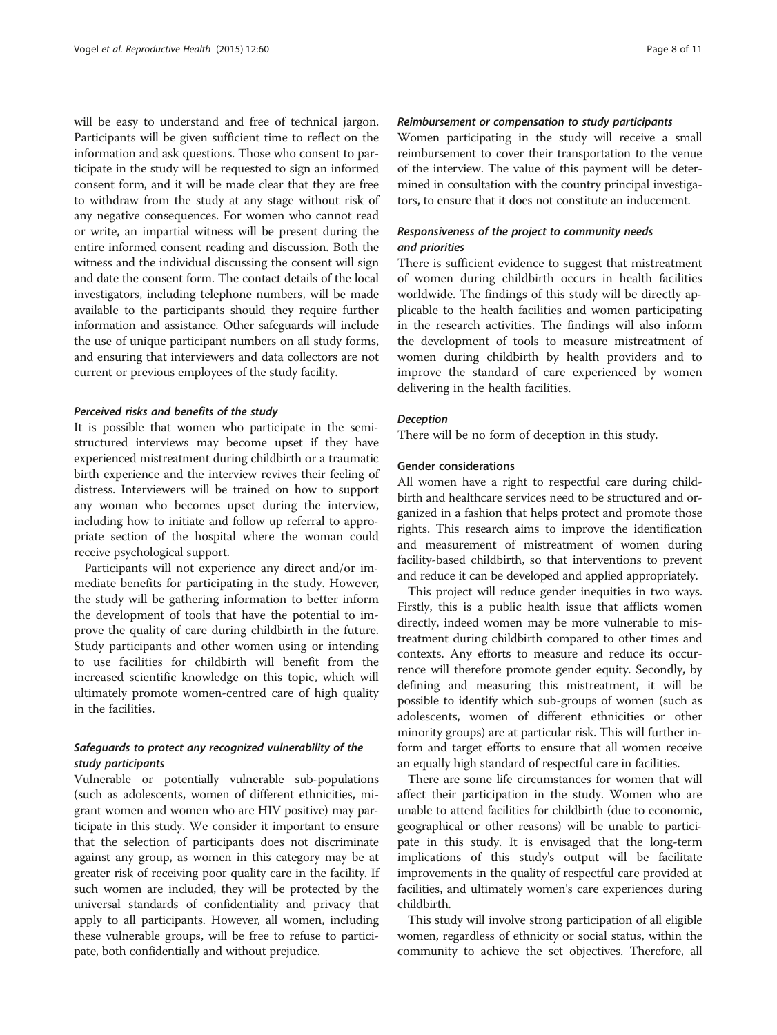will be easy to understand and free of technical jargon. Participants will be given sufficient time to reflect on the information and ask questions. Those who consent to participate in the study will be requested to sign an informed consent form, and it will be made clear that they are free to withdraw from the study at any stage without risk of any negative consequences. For women who cannot read or write, an impartial witness will be present during the entire informed consent reading and discussion. Both the witness and the individual discussing the consent will sign and date the consent form. The contact details of the local investigators, including telephone numbers, will be made available to the participants should they require further information and assistance. Other safeguards will include the use of unique participant numbers on all study forms, and ensuring that interviewers and data collectors are not current or previous employees of the study facility.

#### *Perceived risks and benefits of the study*

It is possible that women who participate in the semi-structured interviews may become upset if they have experienced mistreatment during childbirth or a traumatic birth experience and the interview revives their feeling of distress. Interviewers will be trained on how to support any woman who becomes upset during the interview, including how to initiate and follow up referral to appropriate section of the hospital where the woman could receive psychological support.

Participants will not experience any direct and/or immediate benefits for participating in the study. However, the study will be gathering information to better inform the development of tools that have the potential to improve the quality of care during childbirth in the future. Study participants and other women using or intending to use facilities for childbirth will benefit from the increased scientific knowledge on this topic, which will ultimately promote women-centred care of high quality in the facilities.

#### *Safeguards to protect any recognized vulnerability of the study participants*

Vulnerable or potentially vulnerable sub-populations (such as adolescents, women of different ethnicities, migrant women and women who are HIV positive) may participate in this study. We consider it important to ensure that the selection of participants does not discriminate against any group, as women in this category may be at greater risk of receiving poor quality care in the facility. If such women are included, they will be protected by the universal standards of confidentiality and privacy that apply to all participants. However, all women, including these vulnerable groups, will be free to refuse to participate, both confidentially and without prejudice.

#### *Reimbursement or compensation to study participants*

Women participating in the study will receive a small reimbursement to cover their transportation to the venue of the interview. The value of this payment will be determined in consultation with the country principal investigators, to ensure that it does not constitute an inducement.

#### *Responsiveness of the project to community needs and priorities*

There is sufficient evidence to suggest that mistreatment of women during childbirth occurs in health facilities worldwide. The findings of this study will be directly applicable to the health facilities and women participating in the research activities. The findings will also inform the development of tools to measure mistreatment of women during childbirth by health providers and to improve the standard of care experienced by women delivering in the health facilities.

#### *Deception*

There will be no form of deception in this study.

### Gender considerations

All women have a right to respectful care during childbirth and healthcare services need to be structured and organized in a fashion that helps protect and promote those rights. This research aims to improve the identification and measurement of mistreatment of women during facility-based childbirth, so that interventions to prevent and reduce it can be developed and applied appropriately.

This project will reduce gender inequities in two ways. Firstly, this is a public health issue that afflicts women directly, indeed women may be more vulnerable to mistreatment during childbirth compared to other times and contexts. Any efforts to measure and reduce its occurrence will therefore promote gender equity. Secondly, by defining and measuring this mistreatment, it will be possible to identify which sub-groups of women (such as adolescents, women of different ethnicities or other minority groups) are at particular risk. This will further inform and target efforts to ensure that all women receive an equally high standard of respectful care in facilities.

There are some life circumstances for women that will affect their participation in the study. Women who are unable to attend facilities for childbirth (due to economic, geographical or other reasons) will be unable to participate in this study. It is envisaged that the long-term implications of this study's output will be facilitate improvements in the quality of respectful care provided at facilities, and ultimately women's care experiences during childbirth.

This study will involve strong participation of all eligible women, regardless of ethnicity or social status, within the community to achieve the set objectives. Therefore, all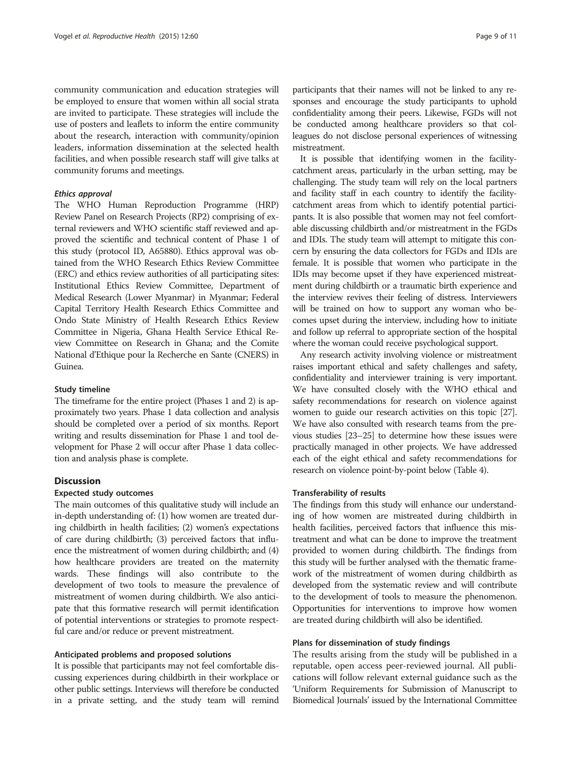community communication and education strategies will be employed to ensure that women within all social strata are invited to participate. These strategies will include the use of posters and leaflets to inform the entire community about the research, interaction with community/opinion leaders, information dissemination at the selected health facilities, and when possible research staff will give talks at community forums and meetings.

#### *Ethics approval*

The WHO Human Reproduction Programme (HRP) Review Panel on Research Projects (RP2) comprising of external reviewers and WHO scientific staff reviewed and approved the scientific and technical content of Phase 1 of this study (protocol ID, A65880). Ethics approval was obtained from the WHO Research Ethics Review Committee (ERC) and ethics review authorities of all participating sites: Institutional Ethics Review Committee, Department of Medical Research (Lower Myanmar) in Myanmar; Federal Capital Territory Health Research Ethics Committee and Ondo State Ministry of Health Research Ethics Review Committee in Nigeria, Ghana Health Service Ethical Review Committee on Research in Ghana; and the Comite National d'Ethique pour la Recherche en Sante (CNERS) in Guinea.

### Study timeline

The timeframe for the entire project (Phases 1 and 2) is approximately two years. Phase 1 data collection and analysis should be completed over a period of six months. Report writing and results dissemination for Phase 1 and tool development for Phase 2 will occur after Phase 1 data collection and analysis phase is complete.

## Discussion

### Expected study outcomes

The main outcomes of this qualitative study will include an in-depth understanding of: (1) how women are treated during childbirth in health facilities; (2) women's expectations of care during childbirth; (3) perceived factors that influence the mistreatment of women during childbirth; and (4) how healthcare providers are treated on the maternity wards. These findings will also contribute to the development of two tools to measure the prevalence of mistreatment of women during childbirth. We also anticipate that this formative research will permit identification of potential interventions or strategies to promote respectful care and/or reduce or prevent mistreatment.

### Anticipated problems and proposed solutions

It is possible that participants may not feel comfortable discussing experiences during childbirth in their workplace or other public settings. Interviews will therefore be conducted in a private setting, and the study team will remind participants that their names will not be linked to any responses and encourage the study participants to uphold confidentiality among their peers. Likewise, FGDs will not be conducted among healthcare providers so that colleagues do not disclose personal experiences of witnessing mistreatment.

It is possible that identifying women in the facility-catchment areas, particularly in the urban setting, may be challenging. The study team will rely on the local partners and facility staff in each country to identify the facility-catchment areas from which to identify potential participants. It is also possible that women may not feel comfortable discussing childbirth and/or mistreatment in the FGDs and IDIs. The study team will attempt to mitigate this concern by ensuring the data collectors for FGDs and IDIs are female. It is possible that women who participate in the IDIs may become upset if they have experienced mistreatment during childbirth or a traumatic birth experience and the interview revives their feeling of distress. Interviewers will be trained on how to support any woman who becomes upset during the interview, including how to initiate and follow up referral to appropriate section of the hospital where the woman could receive psychological support.

Any research activity involving violence or mistreatment raises important ethical and safety challenges and safety, confidentiality and interviewer training is very important. We have consulted closely with the WHO ethical and safety recommendations for research on violence against women to guide our research activities on this topic [27]. We have also consulted with research teams from the previous studies [23–25] to determine how these issues were practically managed in other projects. We have addressed each of the eight ethical and safety recommendations for research on violence point-by-point below (Table 4).

### Transferability of results

The findings from this study will enhance our understanding of how women are mistreated during childbirth in health facilities, perceived factors that influence this mistreatment and what can be done to improve the treatment provided to women during childbirth. The findings from this study will be further analysed with the thematic framework of the mistreatment of women during childbirth as developed from the systematic review and will contribute to the development of tools to measure the phenomenon. Opportunities for interventions to improve how women are treated during childbirth will also be identified.

### Plans for dissemination of study findings

The results arising from the study will be published in a reputable, open access peer-reviewed journal. All publications will follow relevant external guidance such as the 'Uniform Requirements for Submission of Manuscript to Biomedical Journals' issued by the International Committee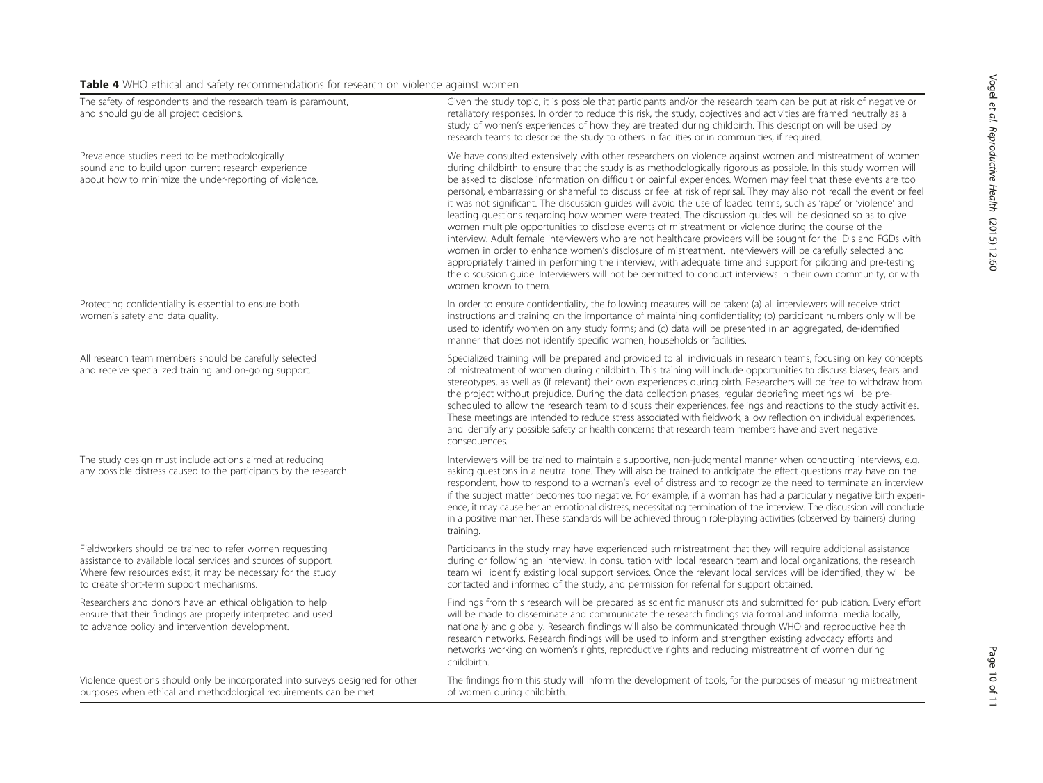**Table 4** WHO ethical and safety recommendations for research on violence against women

| | |
|---|---|
| The safety of respondents and the research team is paramount, and should guide all project decisions. | Given the study topic, it is possible that participants and/or the research team can be put at risk of negative or retaliatory responses. In order to reduce this risk, the study, objectives and activities are framed neutrally as a study of women's experiences of how they are treated during childbirth. This description will be used by research teams to describe the study to others in facilities or in communities, if required. |
| Prevalence studies need to be methodologically sound and to build upon current research experience about how to minimize the under-reporting of violence. | We have consulted extensively with other researchers on violence against women and mistreatment of women during childbirth to ensure that the study is as methodologically rigorous as possible. In this study women will be asked to disclose information on difficult or painful experiences. Women may feel that these events are too personal, embarrassing or shameful to discuss or feel at risk of reprisal. They may also not recall the event or feel it was not significant. The discussion guides will avoid the use of loaded terms, such as 'rape' or 'violence' and leading questions regarding how women were treated. The discussion guides will be designed so as to give women multiple opportunities to disclose events of mistreatment or violence during the course of the interview. Adult female interviewers who are not healthcare providers will be sought for the IDIs and FGDs with women in order to enhance women's disclosure of mistreatment. Interviewers will be carefully selected and appropriately trained in performing the interview, with adequate time and support for piloting and pre-testing the discussion guide. Interviewers will not be permitted to conduct interviews in their own community, or with women known to them. |
| Protecting confidentiality is essential to ensure both women's safety and data quality. | In order to ensure confidentiality, the following measures will be taken: (a) all interviewers will receive strict instructions and training on the importance of maintaining confidentiality; (b) participant numbers only will be used to identify women on any study forms; and (c) data will be presented in an aggregated, de-identified manner that does not identify specific women, households or facilities. |
| All research team members should be carefully selected and receive specialized training and on-going support. | Specialized training will be prepared and provided to all individuals in research teams, focusing on key concepts of mistreatment of women during childbirth. This training will include opportunities to discuss biases, fears and stereotypes, as well as (if relevant) their own experiences during birth. Researchers will be free to withdraw from the project without prejudice. During the data collection phases, regular debriefing meetings will be pre-scheduled to allow the research team to discuss their experiences, feelings and reactions to the study activities. These meetings are intended to reduce stress associated with fieldwork, allow reflection on individual experiences, and identify any possible safety or health concerns that research team members have and avert negative consequences. |
| The study design must include actions aimed at reducing any possible distress caused to the participants by the research. | Interviewers will be trained to maintain a supportive, non-judgmental manner when conducting interviews, e.g. asking questions in a neutral tone. They will also be trained to anticipate the effect questions may have on the respondent, how to respond to a woman's level of distress and to recognize the need to terminate an interview if the subject matter becomes too negative. For example, if a woman has had a particularly negative birth experience, it may cause her an emotional distress, necessitating termination of the interview. The discussion will conclude in a positive manner. These standards will be achieved through role-playing activities (observed by trainers) during training. |
| Fieldworkers should be trained to refer women requesting assistance to available local services and sources of support. Where few resources exist, it may be necessary for the study to create short-term support mechanisms. | Participants in the study may have experienced such mistreatment that they will require additional assistance during or following an interview. In consultation with local research team and local organizations, the research team will identify existing local support services. Once the relevant local services will be identified, they will be contacted and informed of the study, and permission for referral for support obtained. |
| Researchers and donors have an ethical obligation to help ensure that their findings are properly interpreted and used to advance policy and intervention development. | Findings from this research will be prepared as scientific manuscripts and submitted for publication. Every effort will be made to disseminate and communicate the research findings via formal and informal media locally, nationally and globally. Research findings will also be communicated through WHO and reproductive health research networks. Research findings will be used to inform and strengthen existing advocacy efforts and networks working on women's rights, reproductive rights and reducing mistreatment of women during childbirth. |
| Violence questions should only be incorporated into surveys designed for other purposes when ethical and methodological requirements can be met. | The findings from this study will inform the development of tools, for the purposes of measuring mistreatment of women during childbirth. |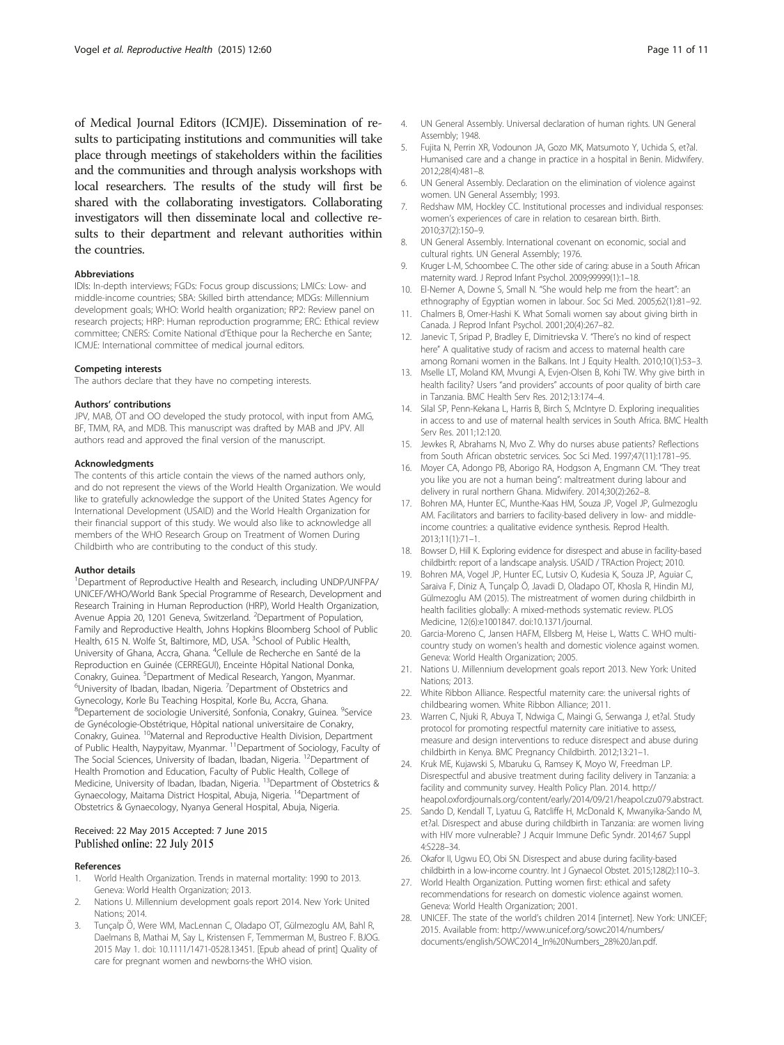of Medical Journal Editors (ICMJE). Dissemination of results to participating institutions and communities will take place through meetings of stakeholders within the facilities and the communities and through analysis workshops with local researchers. The results of the study will first be shared with the collaborating investigators. Collaborating investigators will then disseminate local and collective results to their department and relevant authorities within the countries.

#### Abbreviations

IDIs: In-depth interviews; FGDs: Focus group discussions; LMICs: Low- and middle-income countries; SBA: Skilled birth attendance; MDGs: Millennium development goals; WHO: World health organization; RP2: Review panel on research projects; HRP: Human reproduction programme; ERC: Ethical review committee; CNERS: Comite National d'Ethique pour la Recherche en Sante; ICMJE: International committee of medical journal editors.

#### Competing interests

The authors declare that they have no competing interests.

#### Authors' contributions

JPV, MAB, ÖT and OO developed the study protocol, with input from AMG, BF, TMM, RA, and MDB. This manuscript was drafted by MAB and JPV. All authors read and approved the final version of the manuscript.

#### Acknowledgments

The contents of this article contain the views of the named authors only, and do not represent the views of the World Health Organization. We would like to gratefully acknowledge the support of the United States Agency for International Development (USAID) and the World Health Organization for their financial support of this study. We would also like to acknowledge all members of the WHO Research Group on Treatment of Women During Childbirth who are contributing to the conduct of this study.

#### Author details

[1]Department of Reproductive Health and Research, including UNDP/UNFPA/UNICEF/WHO/World Bank Special Programme of Research, Development and Research Training in Human Reproduction (HRP), World Health Organization, Avenue Appia 20, 1201 Geneva, Switzerland. [2]Department of Population, Family and Reproductive Health, Johns Hopkins Bloomberg School of Public Health, 615 N. Wolfe St, Baltimore, MD, USA. [3]School of Public Health, University of Ghana, Accra, Ghana. [4]Cellule de Recherche en Santé de la Reproduction en Guinée (CERREGUI), Enceinte Hôpital National Donka, Conakry, Guinea. [5]Department of Medical Research, Yangon, Myanmar. [6]University of Ibadan, Ibadan, Nigeria. [7]Department of Obstetrics and Gynecology, Korle Bu Teaching Hospital, Korle Bu, Accra, Ghana. [8]Departement de sociologie Université, Sonfonia, Conakry, Guinea. [9]Service de Gynécologie-Obstétrique, Hôpital national universitaire de Conakry, Conakry, Guinea. [10]Maternal and Reproductive Health Division, Department of Public Health, Naypyitaw, Myanmar. [11]Department of Sociology, Faculty of The Social Sciences, University of Ibadan, Ibadan, Nigeria. [12]Department of Health Promotion and Education, Faculty of Public Health, College of Medicine, University of Ibadan, Ibadan, Nigeria. [13]Department of Obstetrics & Gynaecology, Maitama District Hospital, Abuja, Nigeria. [14]Department of Obstetrics & Gynaecology, Nyanya General Hospital, Abuja, Nigeria.

Received: 22 May 2015 Accepted: 7 June 2015
Published online: 22 July 2015

#### References

1. World Health Organization. Trends in maternal mortality: 1990 to 2013. Geneva: World Health Organization; 2013.
2. Nations U. Millennium development goals report 2014. New York: United Nations; 2014.
3. Tunçalp Ö, Were WM, MacLennan C, Oladapo OT, Gülmezoglu AM, Bahl R, Daelmans B, Mathai M, Say L, Kristensen F, Temmerman M, Bustreo F. BJOG. 2015 May 1. doi: 10.1111/1471-0528.13451. [Epub ahead of print] Quality of care for pregnant women and newborns-the WHO vision.
4. UN General Assembly. Universal declaration of human rights. UN General Assembly; 1948.
5. Fujita N, Perrin XR, Vodounon JA, Gozo MK, Matsumoto Y, Uchida S, et?al. Humanised care and a change in practice in a hospital in Benin. Midwifery. 2012;28(4):481–8.
6. UN General Assembly. Declaration on the elimination of violence against women. UN General Assembly; 1993.
7. Redshaw MM, Hockley CC. Institutional processes and individual responses: women's experiences of care in relation to cesarean birth. Birth. 2010;37(2):150–9.
8. UN General Assembly. International covenant on economic, social and cultural rights. UN General Assembly; 1976.
9. Kruger L-M, Schoombee C. The other side of caring: abuse in a South African maternity ward. J Reprod Infant Psychol. 2009;99999(1):1–18.
10. El-Nemer A, Downe S, Small N. "She would help me from the heart": an ethnography of Egyptian women in labour. Soc Sci Med. 2005;62(1):81–92.
11. Chalmers B, Omer-Hashi K. What Somali women say about giving birth in Canada. J Reprod Infant Psychol. 2001;20(4):267–82.
12. Janevic T, Sripad P, Bradley E, Dimitrievska V. "There's no kind of respect here" A qualitative study of racism and access to maternal health care among Romani women in the Balkans. Int J Equity Health. 2010;10(1):53–3.
13. Mselle LT, Moland KM, Mvungi A, Evjen-Olsen B, Kohi TW. Why give birth in health facility? Users "and providers" accounts of poor quality of birth care in Tanzania. BMC Health Serv Res. 2012;13:174–4.
14. Silal SP, Penn-Kekana L, Harris B, Birch S, McIntyre D. Exploring inequalities in access to and use of maternal health services in South Africa. BMC Health Serv Res. 2011;12:120.
15. Jewkes R, Abrahams N, Mvo Z. Why do nurses abuse patients? Reflections from South African obstetric services. Soc Sci Med. 1997;47(11):1781–95.
16. Moyer CA, Adongo PB, Aborigo RA, Hodgson A, Engmann CM. "They treat you like you are not a human being": maltreatment during labour and delivery in rural northern Ghana. Midwifery. 2014;30(2):262–8.
17. Bohren MA, Hunter EC, Munthe-Kaas HM, Souza JP, Vogel JP, Gulmezoglu AM. Facilitators and barriers to facility-based delivery in low- and middle-income countries: a qualitative evidence synthesis. Reprod Health. 2013;11(1):71–1.
18. Bowser D, Hill K. Exploring evidence for disrespect and abuse in facility-based childbirth: report of a landscape analysis. USAID / TRAction Project; 2010.
19. Bohren MA, Vogel JP, Hunter EC, Lutsiv O, Kudesia K, Souza JP, Aguiar C, Saraiva F, Diniz A, Tunçalp Ö, Javadi D, Oladapo OT, Khosla R, Hindin MJ, Gülmezoglu AM (2015). The mistreatment of women during childbirth in health facilities globally: A mixed-methods systematic review. PLOS Medicine, 12(6):e1001847. doi:10.1371/journal.
20. Garcia-Moreno C, Jansen HAFM, Ellsberg M, Heise L, Watts C. WHO multi-country study on women's health and domestic violence against women. Geneva: World Health Organization; 2005.
21. Nations U. Millennium development goals report 2013. New York: United Nations; 2013.
22. White Ribbon Alliance. Respectful maternity care: the universal rights of childbearing women. White Ribbon Alliance; 2011.
23. Warren C, Njuki R, Abuya T, Ndwiga C, Maingi G, Serwanga J, et?al. Study protocol for promoting respectful maternity care initiative to assess, measure and design interventions to reduce disrespect and abuse during childbirth in Kenya. BMC Pregnancy Childbirth. 2012;13:21–1.
24. Kruk ME, Kujawski S, Mbaruku G, Ramsey K, Moyo W, Freedman LP. Disrespectful and abusive treatment during facility delivery in Tanzania: a facility and community survey. Health Policy Plan. 2014. http://heapol.oxfordjournals.org/content/early/2014/09/21/heapol.czu079.abstract.
25. Sando D, Kendall T, Lyatuu G, Ratcliffe H, McDonald K, Mwanyika-Sando M, et?al. Disrespect and abuse during childbirth in Tanzania: are women living with HIV more vulnerable? J Acquir Immune Defic Syndr. 2014;67 Suppl 4:S228–34.
26. Okafor II, Ugwu EO, Obi SN. Disrespect and abuse during facility-based childbirth in a low-income country. Int J Gynaecol Obstet. 2015;128(2):110–3.
27. World Health Organization. Putting women first: ethical and safety recommendations for research on domestic violence against women. Geneva: World Health Organization; 2001.
28. UNICEF. The state of the world's children 2014 [internet]. New York: UNICEF; 2015. Available from: http://www.unicef.org/sowc2014/numbers/documents/english/SOWC2014_In%20Numbers_28%20Jan.pdf.